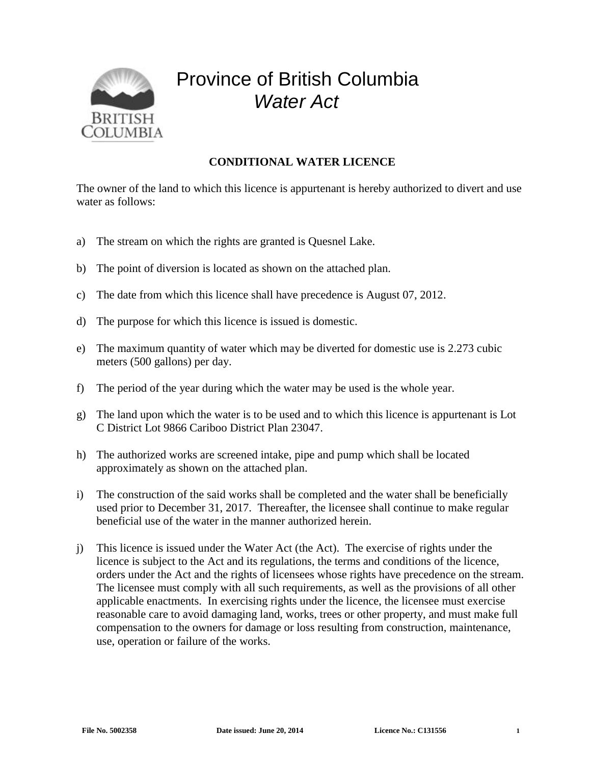# Province of British Columbia
## *Water Act*

**CONDITIONAL WATER LICENCE**

The owner of the land to which this licence is appurtenant is hereby authorized to divert and use water as follows:

a) The stream on which the rights are granted is Quesnel Lake.

b) The point of diversion is located as shown on the attached plan.

c) The date from which this licence shall have precedence is August 07, 2012.

d) The purpose for which this licence is issued is domestic.

e) The maximum quantity of water which may be diverted for domestic use is 2.273 cubic meters (500 gallons) per day.

f) The period of the year during which the water may be used is the whole year.

g) The land upon which the water is to be used and to which this licence is appurtenant is Lot C District Lot 9866 Cariboo District Plan 23047.

h) The authorized works are screened intake, pipe and pump which shall be located approximately as shown on the attached plan.

i) The construction of the said works shall be completed and the water shall be beneficially used prior to December 31, 2017. Thereafter, the licensee shall continue to make regular beneficial use of the water in the manner authorized herein.

j) This licence is issued under the Water Act (the Act). The exercise of rights under the licence is subject to the Act and its regulations, the terms and conditions of the licence, orders under the Act and the rights of licensees whose rights have precedence on the stream. The licensee must comply with all such requirements, as well as the provisions of all other applicable enactments. In exercising rights under the licence, the licensee must exercise reasonable care to avoid damaging land, works, trees or other property, and must make full compensation to the owners for damage or loss resulting from construction, maintenance, use, operation or failure of the works.

**File No. 5002358** **Date issued: June 20, 2014** **Licence No.: C131556**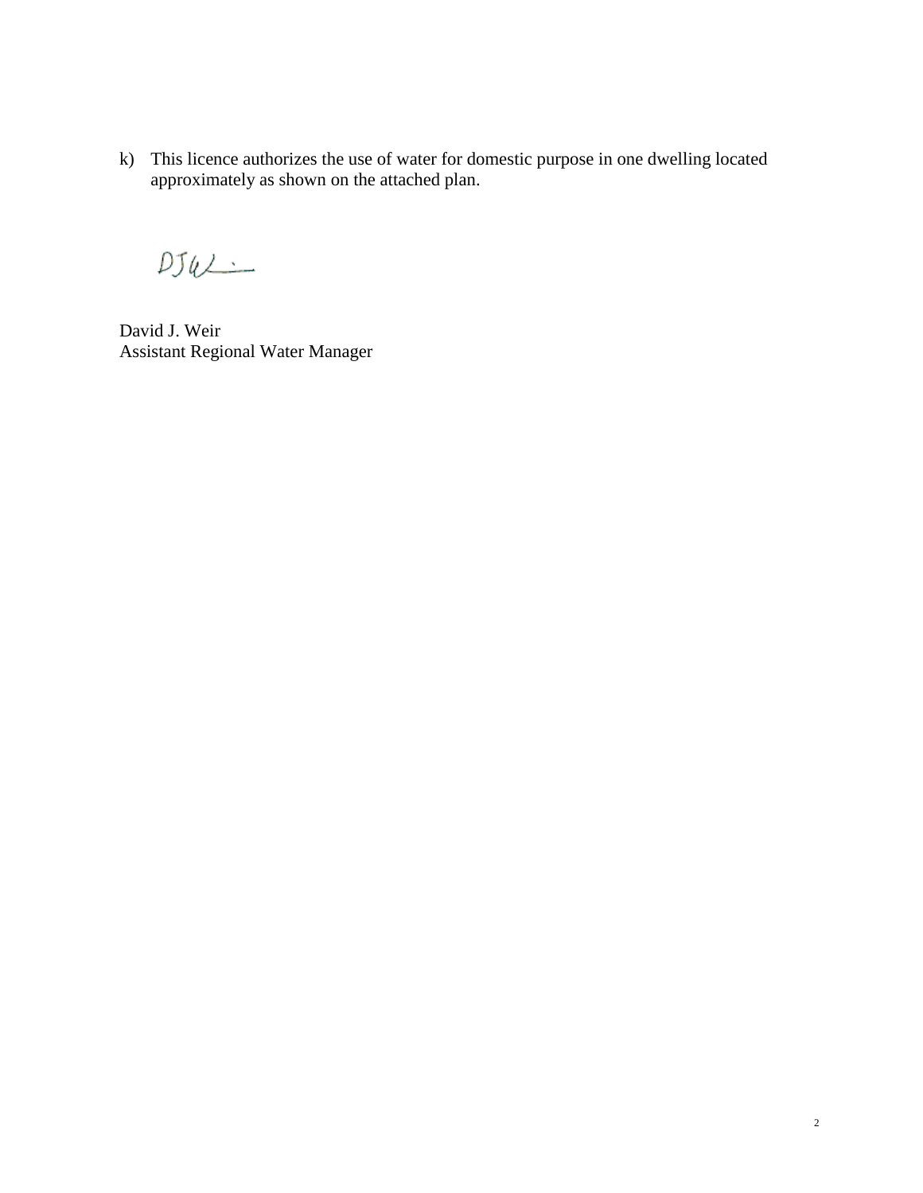k) This licence authorizes the use of water for domestic purpose in one dwelling located approximately as shown on the attached plan.

David J. Weir
Assistant Regional Water Manager